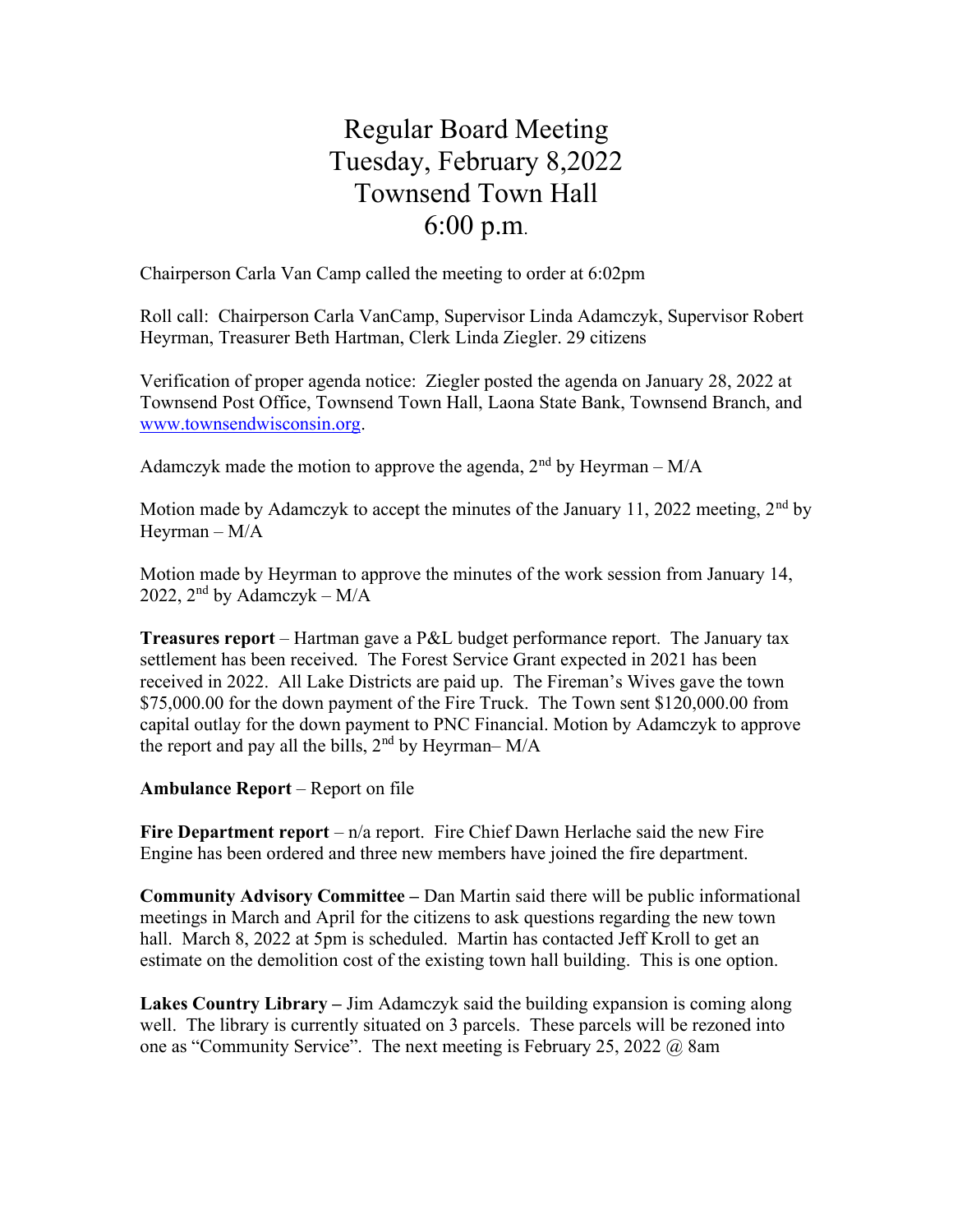# Regular Board Meeting
# Tuesday, February 8,2022
# Townsend Town Hall
# 6:00 p.m.

Chairperson Carla Van Camp called the meeting to order at 6:02pm

Roll call: Chairperson Carla VanCamp, Supervisor Linda Adamczyk, Supervisor Robert Heyrman, Treasurer Beth Hartman, Clerk Linda Ziegler. 29 citizens

Verification of proper agenda notice: Ziegler posted the agenda on January 28, 2022 at Townsend Post Office, Townsend Town Hall, Laona State Bank, Townsend Branch, and www.townsendwisconsin.org.

Adamczyk made the motion to approve the agenda, 2nd by Heyrman – M/A

Motion made by Adamczyk to accept the minutes of the January 11, 2022 meeting, 2nd by Heyrman – M/A

Motion made by Heyrman to approve the minutes of the work session from January 14, 2022, 2nd by Adamczyk – M/A

**Treasures report** – Hartman gave a P&L budget performance report. The January tax settlement has been received. The Forest Service Grant expected in 2021 has been received in 2022. All Lake Districts are paid up. The Fireman's Wives gave the town $75,000.00 for the down payment of the Fire Truck. The Town sent $120,000.00 from capital outlay for the down payment to PNC Financial. Motion by Adamczyk to approve the report and pay all the bills, 2nd by Heyrman– M/A

**Ambulance Report** – Report on file

**Fire Department report** – n/a report. Fire Chief Dawn Herlache said the new Fire Engine has been ordered and three new members have joined the fire department.

**Community Advisory Committee –** Dan Martin said there will be public informational meetings in March and April for the citizens to ask questions regarding the new town hall. March 8, 2022 at 5pm is scheduled. Martin has contacted Jeff Kroll to get an estimate on the demolition cost of the existing town hall building. This is one option.

**Lakes Country Library –** Jim Adamczyk said the building expansion is coming along well. The library is currently situated on 3 parcels. These parcels will be rezoned into one as "Community Service". The next meeting is February 25, 2022 @ 8am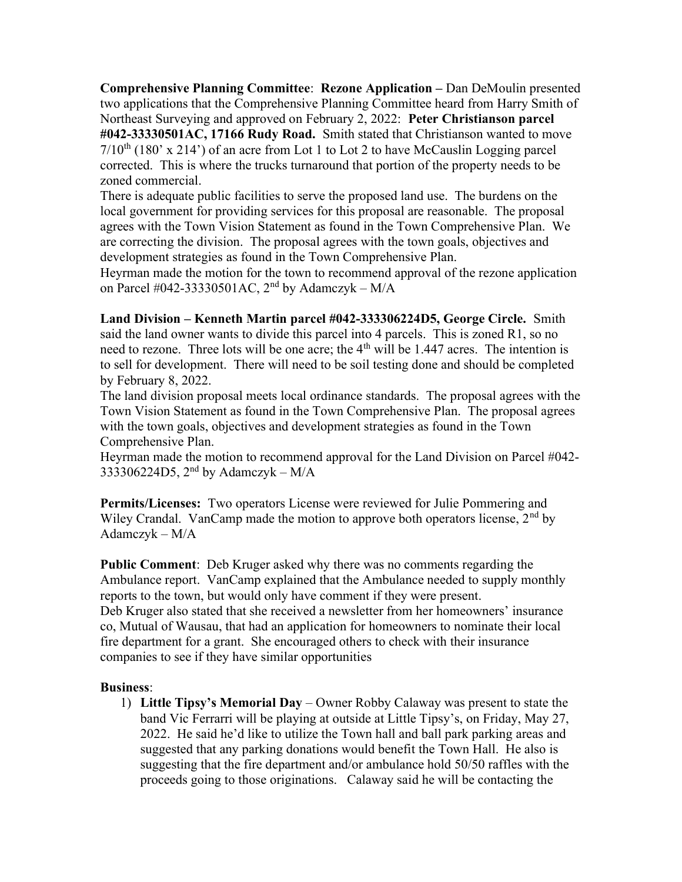**Comprehensive Planning Committee**: **Rezone Application –** Dan DeMoulin presented two applications that the Comprehensive Planning Committee heard from Harry Smith of Northeast Surveying and approved on February 2, 2022: **Peter Christianson parcel #042-33330501AC, 17166 Rudy Road.** Smith stated that Christianson wanted to move 7/10th (180' x 214') of an acre from Lot 1 to Lot 2 to have McCauslin Logging parcel corrected. This is where the trucks turnaround that portion of the property needs to be zoned commercial.

There is adequate public facilities to serve the proposed land use. The burdens on the local government for providing services for this proposal are reasonable. The proposal agrees with the Town Vision Statement as found in the Town Comprehensive Plan. We are correcting the division. The proposal agrees with the town goals, objectives and development strategies as found in the Town Comprehensive Plan.

Heyrman made the motion for the town to recommend approval of the rezone application on Parcel #042-33330501AC, 2nd by Adamczyk – M/A

**Land Division – Kenneth Martin parcel #042-333306224D5, George Circle.** Smith said the land owner wants to divide this parcel into 4 parcels. This is zoned R1, so no need to rezone. Three lots will be one acre; the 4th will be 1.447 acres. The intention is to sell for development. There will need to be soil testing done and should be completed by February 8, 2022.

The land division proposal meets local ordinance standards. The proposal agrees with the Town Vision Statement as found in the Town Comprehensive Plan. The proposal agrees with the town goals, objectives and development strategies as found in the Town Comprehensive Plan.

Heyrman made the motion to recommend approval for the Land Division on Parcel #042-333306224D5, 2nd by Adamczyk – M/A

**Permits/Licenses:** Two operators License were reviewed for Julie Pommering and Wiley Crandal. VanCamp made the motion to approve both operators license, 2nd by Adamczyk – M/A

**Public Comment**: Deb Kruger asked why there was no comments regarding the Ambulance report. VanCamp explained that the Ambulance needed to supply monthly reports to the town, but would only have comment if they were present.

Deb Kruger also stated that she received a newsletter from her homeowners' insurance co, Mutual of Wausau, that had an application for homeowners to nominate their local fire department for a grant. She encouraged others to check with their insurance companies to see if they have similar opportunities

**Business**:

1) **Little Tipsy's Memorial Day** – Owner Robby Calaway was present to state the band Vic Ferrarri will be playing at outside at Little Tipsy's, on Friday, May 27, 2022. He said he'd like to utilize the Town hall and ball park parking areas and suggested that any parking donations would benefit the Town Hall. He also is suggesting that the fire department and/or ambulance hold 50/50 raffles with the proceeds going to those originations. Calaway said he will be contacting the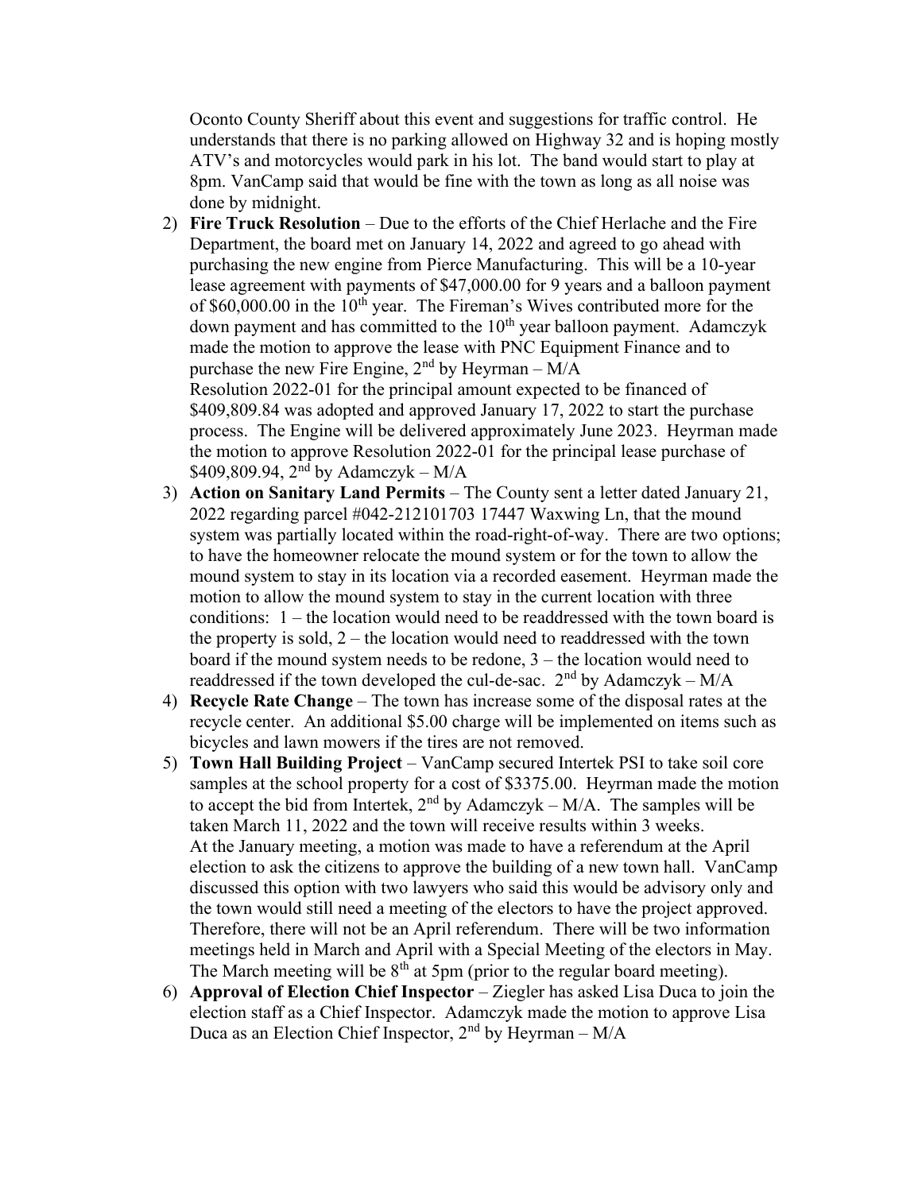Oconto County Sheriff about this event and suggestions for traffic control. He understands that there is no parking allowed on Highway 32 and is hoping mostly ATV's and motorcycles would park in his lot. The band would start to play at 8pm. VanCamp said that would be fine with the town as long as all noise was done by midnight.

2) **Fire Truck Resolution** – Due to the efforts of the Chief Herlache and the Fire Department, the board met on January 14, 2022 and agreed to go ahead with purchasing the new engine from Pierce Manufacturing. This will be a 10-year lease agreement with payments of $47,000.00 for 9 years and a balloon payment of $60,000.00 in the 10th year. The Fireman's Wives contributed more for the down payment and has committed to the 10th year balloon payment. Adamczyk made the motion to approve the lease with PNC Equipment Finance and to purchase the new Fire Engine, 2nd by Heyrman – M/A
   Resolution 2022-01 for the principal amount expected to be financed of $409,809.84 was adopted and approved January 17, 2022 to start the purchase process. The Engine will be delivered approximately June 2023. Heyrman made the motion to approve Resolution 2022-01 for the principal lease purchase of $409,809.94, 2nd by Adamczyk – M/A
3) **Action on Sanitary Land Permits** – The County sent a letter dated January 21, 2022 regarding parcel #042-212101703 17447 Waxwing Ln, that the mound system was partially located within the road-right-of-way. There are two options; to have the homeowner relocate the mound system or for the town to allow the mound system to stay in its location via a recorded easement. Heyrman made the motion to allow the mound system to stay in the current location with three conditions: 1 – the location would need to be readdressed with the town board is the property is sold, 2 – the location would need to readdressed with the town board if the mound system needs to be redone, 3 – the location would need to readdressed if the town developed the cul-de-sac. 2nd by Adamczyk – M/A
4) **Recycle Rate Change** – The town has increase some of the disposal rates at the recycle center. An additional $5.00 charge will be implemented on items such as bicycles and lawn mowers if the tires are not removed.
5) **Town Hall Building Project** – VanCamp secured Intertek PSI to take soil core samples at the school property for a cost of $3375.00. Heyrman made the motion to accept the bid from Intertek, 2nd by Adamczyk – M/A. The samples will be taken March 11, 2022 and the town will receive results within 3 weeks.
   At the January meeting, a motion was made to have a referendum at the April election to ask the citizens to approve the building of a new town hall. VanCamp discussed this option with two lawyers who said this would be advisory only and the town would still need a meeting of the electors to have the project approved. Therefore, there will not be an April referendum. There will be two information meetings held in March and April with a Special Meeting of the electors in May. The March meeting will be 8th at 5pm (prior to the regular board meeting).
6) **Approval of Election Chief Inspector** – Ziegler has asked Lisa Duca to join the election staff as a Chief Inspector. Adamczyk made the motion to approve Lisa Duca as an Election Chief Inspector, 2nd by Heyrman – M/A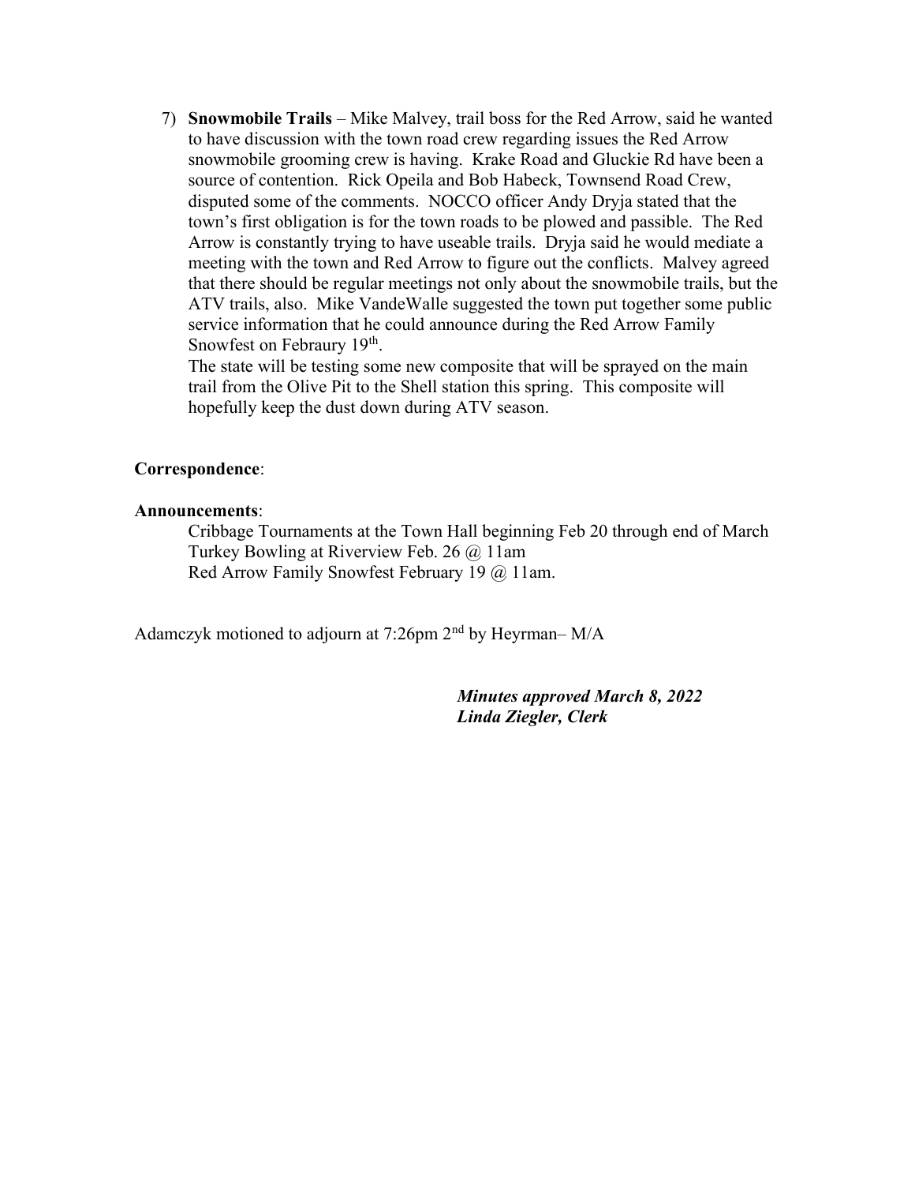7) **Snowmobile Trails** – Mike Malvey, trail boss for the Red Arrow, said he wanted to have discussion with the town road crew regarding issues the Red Arrow snowmobile grooming crew is having. Krake Road and Gluckie Rd have been a source of contention. Rick Opeila and Bob Habeck, Townsend Road Crew, disputed some of the comments. NOCCO officer Andy Dryja stated that the town's first obligation is for the town roads to be plowed and passible. The Red Arrow is constantly trying to have useable trails. Dryja said he would mediate a meeting with the town and Red Arrow to figure out the conflicts. Malvey agreed that there should be regular meetings not only about the snowmobile trails, but the ATV trails, also. Mike VandeWalle suggested the town put together some public service information that he could announce during the Red Arrow Family Snowfest on Febraury 19th.

   The state will be testing some new composite that will be sprayed on the main trail from the Olive Pit to the Shell station this spring. This composite will hopefully keep the dust down during ATV season.

**Correspondence**:

**Announcements**:

Cribbage Tournaments at the Town Hall beginning Feb 20 through end of March
Turkey Bowling at Riverview Feb. 26 @ 11am
Red Arrow Family Snowfest February 19 @ 11am.

Adamczyk motioned to adjourn at 7:26pm 2nd by Heyrman– M/A

***Minutes approved March 8, 2022***
***Linda Ziegler, Clerk***